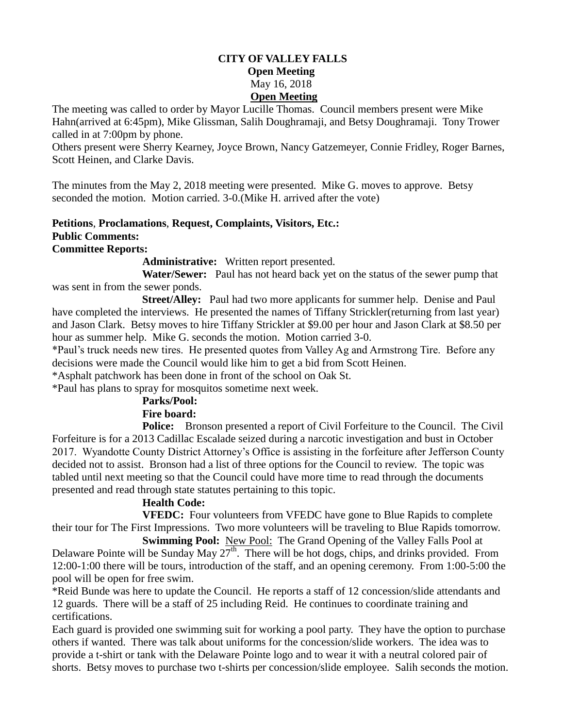# CITY OF VALLEY FALLS

## Open Meeting

May 16, 2018

## Open Meeting

The meeting was called to order by Mayor Lucille Thomas. Council members present were Mike Hahn(arrived at 6:45pm), Mike Glissman, Salih Doughramaji, and Betsy Doughramaji. Tony Trower called in at 7:00pm by phone.
Others present were Sherry Kearney, Joyce Brown, Nancy Gatzemeyer, Connie Fridley, Roger Barnes, Scott Heinen, and Clarke Davis.

The minutes from the May 2, 2018 meeting were presented. Mike G. moves to approve. Betsy seconded the motion. Motion carried. 3-0.(Mike H. arrived after the vote)

**Petitions**, **Proclamations**, **Request, Complaints, Visitors, Etc.:**
**Public Comments:**
**Committee Reports:**

**Administrative:** Written report presented.

**Water/Sewer:** Paul has not heard back yet on the status of the sewer pump that was sent in from the sewer ponds.

**Street/Alley:** Paul had two more applicants for summer help. Denise and Paul have completed the interviews. He presented the names of Tiffany Strickler(returning from last year) and Jason Clark. Betsy moves to hire Tiffany Strickler at $9.00 per hour and Jason Clark at $8.50 per hour as summer help. Mike G. seconds the motion. Motion carried 3-0.

*Paul's truck needs new tires. He presented quotes from Valley Ag and Armstrong Tire. Before any decisions were made the Council would like him to get a bid from Scott Heinen.

*Asphalt patchwork has been done in front of the school on Oak St.

*Paul has plans to spray for mosquitos sometime next week.

**Parks/Pool:**

**Fire board:**

**Police:** Bronson presented a report of Civil Forfeiture to the Council. The Civil Forfeiture is for a 2013 Cadillac Escalade seized during a narcotic investigation and bust in October 2017. Wyandotte County District Attorney's Office is assisting in the forfeiture after Jefferson County decided not to assist. Bronson had a list of three options for the Council to review. The topic was tabled until next meeting so that the Council could have more time to read through the documents presented and read through state statutes pertaining to this topic.

**Health Code:**

**VFEDC:** Four volunteers from VFEDC have gone to Blue Rapids to complete their tour for The First Impressions. Two more volunteers will be traveling to Blue Rapids tomorrow.

**Swimming Pool:** New Pool: The Grand Opening of the Valley Falls Pool at Delaware Pointe will be Sunday May 27th. There will be hot dogs, chips, and drinks provided. From 12:00-1:00 there will be tours, introduction of the staff, and an opening ceremony. From 1:00-5:00 the pool will be open for free swim.

*Reid Bunde was here to update the Council. He reports a staff of 12 concession/slide attendants and 12 guards. There will be a staff of 25 including Reid. He continues to coordinate training and certifications.

Each guard is provided one swimming suit for working a pool party. They have the option to purchase others if wanted. There was talk about uniforms for the concession/slide workers. The idea was to provide a t-shirt or tank with the Delaware Pointe logo and to wear it with a neutral colored pair of shorts. Betsy moves to purchase two t-shirts per concession/slide employee. Salih seconds the motion.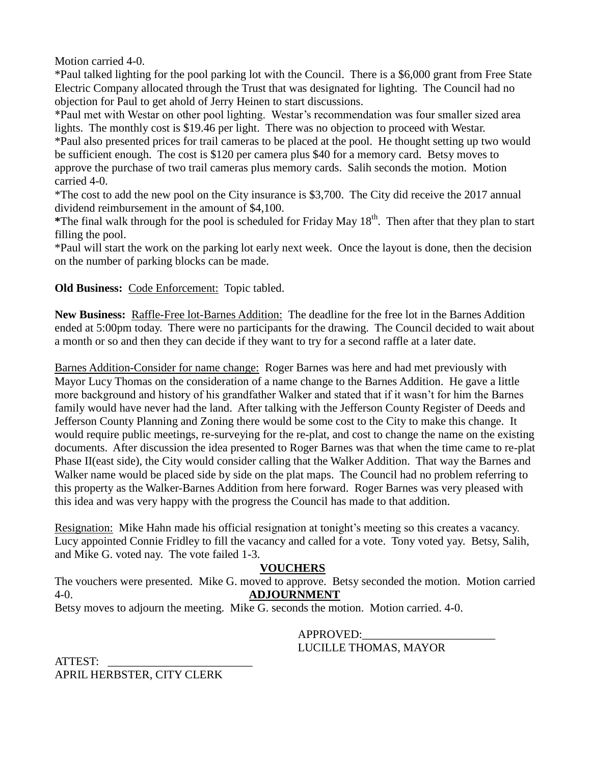Motion carried 4-0.

*Paul talked lighting for the pool parking lot with the Council. There is a $6,000 grant from Free State Electric Company allocated through the Trust that was designated for lighting. The Council had no objection for Paul to get ahold of Jerry Heinen to start discussions.

*Paul met with Westar on other pool lighting. Westar's recommendation was four smaller sized area lights. The monthly cost is $19.46 per light. There was no objection to proceed with Westar.

*Paul also presented prices for trail cameras to be placed at the pool. He thought setting up two would be sufficient enough. The cost is $120 per camera plus $40 for a memory card. Betsy moves to approve the purchase of two trail cameras plus memory cards. Salih seconds the motion. Motion carried 4-0.

*The cost to add the new pool on the City insurance is $3,700. The City did receive the 2017 annual dividend reimbursement in the amount of $4,100.

**\***The final walk through for the pool is scheduled for Friday May 18th. Then after that they plan to start filling the pool.

*Paul will start the work on the parking lot early next week. Once the layout is done, then the decision on the number of parking blocks can be made.

**Old Business:** Code Enforcement: Topic tabled.

**New Business:** Raffle-Free lot-Barnes Addition: The deadline for the free lot in the Barnes Addition ended at 5:00pm today. There were no participants for the drawing. The Council decided to wait about a month or so and then they can decide if they want to try for a second raffle at a later date.

Barnes Addition-Consider for name change: Roger Barnes was here and had met previously with Mayor Lucy Thomas on the consideration of a name change to the Barnes Addition. He gave a little more background and history of his grandfather Walker and stated that if it wasn't for him the Barnes family would have never had the land. After talking with the Jefferson County Register of Deeds and Jefferson County Planning and Zoning there would be some cost to the City to make this change. It would require public meetings, re-surveying for the re-plat, and cost to change the name on the existing documents. After discussion the idea presented to Roger Barnes was that when the time came to re-plat Phase II(east side), the City would consider calling that the Walker Addition. That way the Barnes and Walker name would be placed side by side on the plat maps. The Council had no problem referring to this property as the Walker-Barnes Addition from here forward. Roger Barnes was very pleased with this idea and was very happy with the progress the Council has made to that addition.

Resignation: Mike Hahn made his official resignation at tonight's meeting so this creates a vacancy. Lucy appointed Connie Fridley to fill the vacancy and called for a vote. Tony voted yay. Betsy, Salih, and Mike G. voted nay. The vote failed 1-3.

**VOUCHERS**

The vouchers were presented. Mike G. moved to approve. Betsy seconded the motion. Motion carried 4-0.

**ADJOURNMENT**

Betsy moves to adjourn the meeting. Mike G. seconds the motion. Motion carried. 4-0.

APPROVED:_______________________
LUCILLE THOMAS, MAYOR

ATTEST: _________________________
APRIL HERBSTER, CITY CLERK